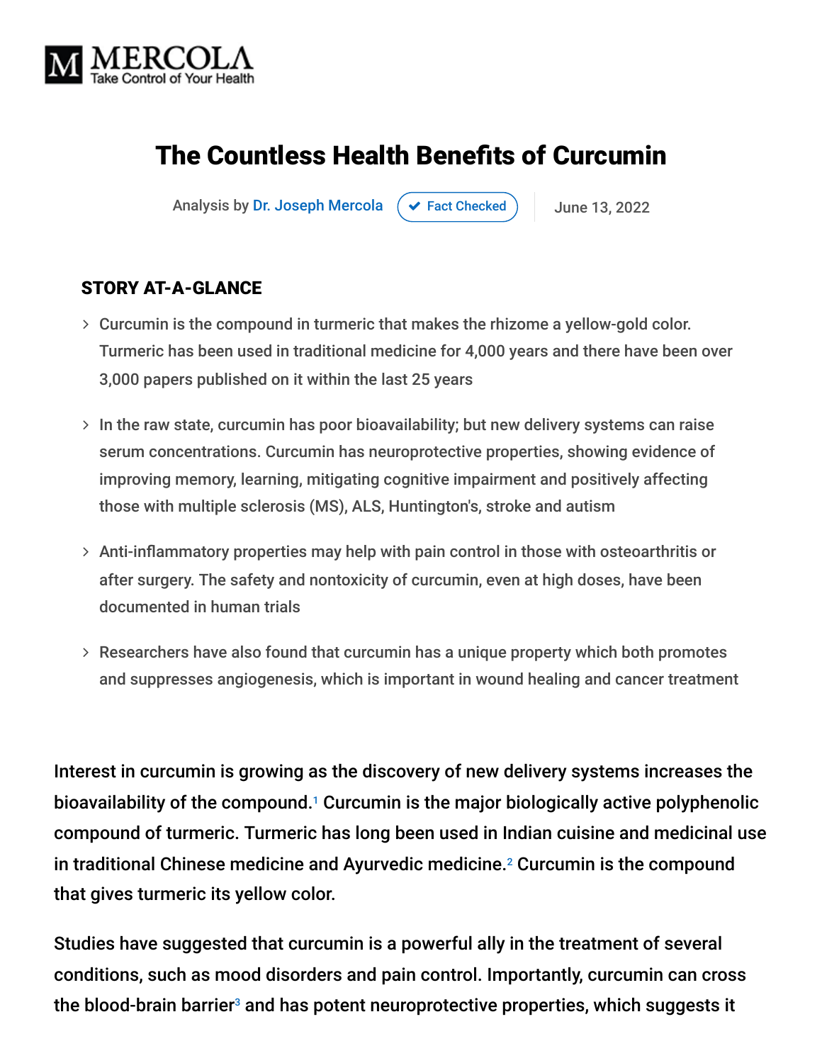MERCOLA
Take Control of Your Health

# The Countless Health Benefits of Curcumin

Analysis by Dr. Joseph Mercola | Fact Checked | June 13, 2022

**STORY AT-A-GLANCE**

- Curcumin is the compound in turmeric that makes the rhizome a yellow-gold color. Turmeric has been used in traditional medicine for 4,000 years and there have been over 3,000 papers published on it within the last 25 years
- In the raw state, curcumin has poor bioavailability; but new delivery systems can raise serum concentrations. Curcumin has neuroprotective properties, showing evidence of improving memory, learning, mitigating cognitive impairment and positively affecting those with multiple sclerosis (MS), ALS, Huntington's, stroke and autism
- Anti-inflammatory properties may help with pain control in those with osteoarthritis or after surgery. The safety and nontoxicity of curcumin, even at high doses, have been documented in human trials
- Researchers have also found that curcumin has a unique property which both promotes and suppresses angiogenesis, which is important in wound healing and cancer treatment

Interest in curcumin is growing as the discovery of new delivery systems increases the bioavailability of the compound.[1] Curcumin is the major biologically active polyphenolic compound of turmeric. Turmeric has long been used in Indian cuisine and medicinal use in traditional Chinese medicine and Ayurvedic medicine.[2] Curcumin is the compound that gives turmeric its yellow color.

Studies have suggested that curcumin is a powerful ally in the treatment of several conditions, such as mood disorders and pain control. Importantly, curcumin can cross the blood-brain barrier[3] and has potent neuroprotective properties, which suggests it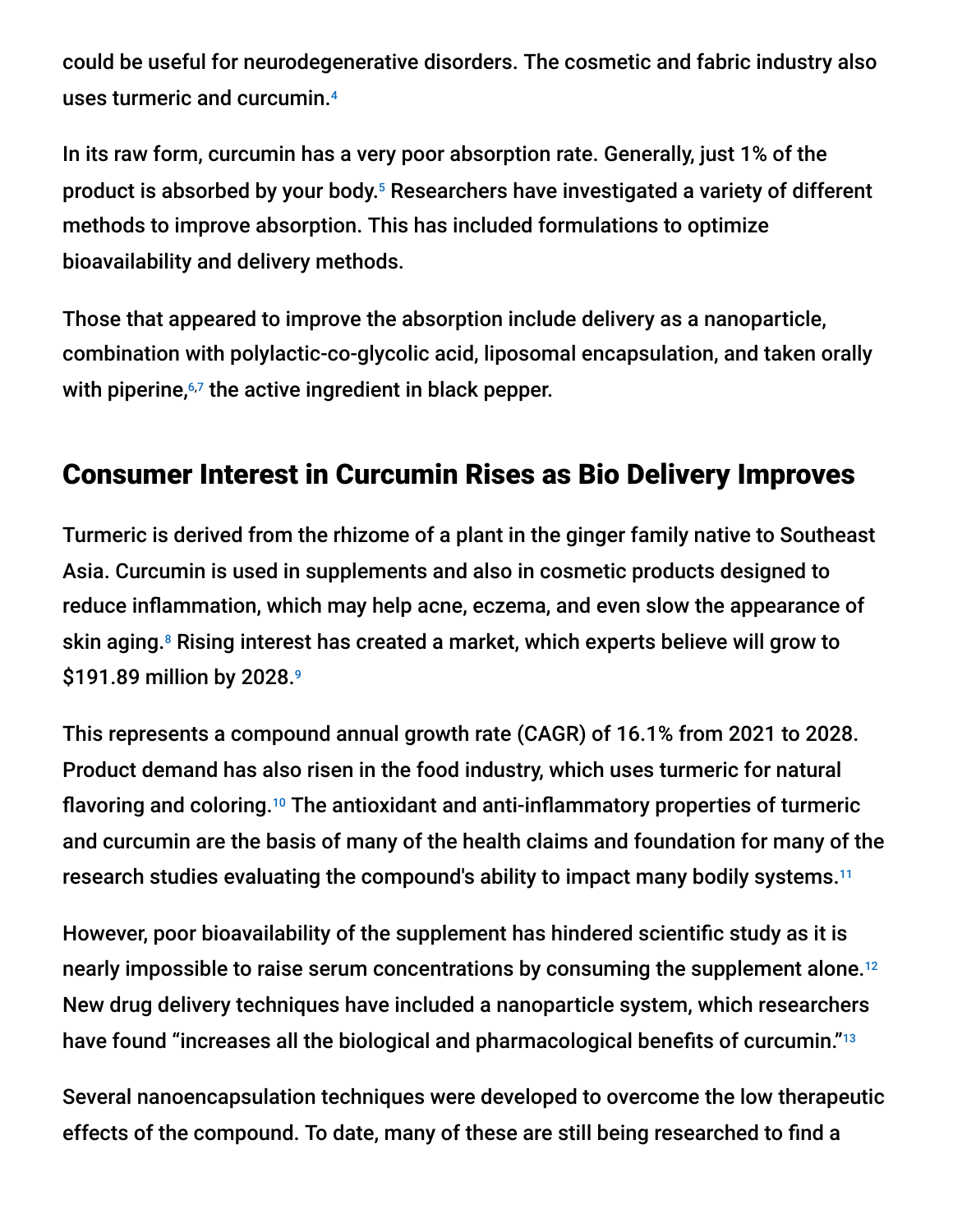could be useful for neurodegenerative disorders. The cosmetic and fabric industry also uses turmeric and curcumin.[4]

In its raw form, curcumin has a very poor absorption rate. Generally, just 1% of the product is absorbed by your body.[5] Researchers have investigated a variety of different methods to improve absorption. This has included formulations to optimize bioavailability and delivery methods.

Those that appeared to improve the absorption include delivery as a nanoparticle, combination with polylactic-co-glycolic acid, liposomal encapsulation, and taken orally with piperine,[6,7] the active ingredient in black pepper.

## Consumer Interest in Curcumin Rises as Bio Delivery Improves

Turmeric is derived from the rhizome of a plant in the ginger family native to Southeast Asia. Curcumin is used in supplements and also in cosmetic products designed to reduce inflammation, which may help acne, eczema, and even slow the appearance of skin aging.[8] Rising interest has created a market, which experts believe will grow to $191.89 million by 2028.[9]

This represents a compound annual growth rate (CAGR) of 16.1% from 2021 to 2028. Product demand has also risen in the food industry, which uses turmeric for natural flavoring and coloring.[10] The antioxidant and anti-inflammatory properties of turmeric and curcumin are the basis of many of the health claims and foundation for many of the research studies evaluating the compound's ability to impact many bodily systems.[11]

However, poor bioavailability of the supplement has hindered scientific study as it is nearly impossible to raise serum concentrations by consuming the supplement alone.[12] New drug delivery techniques have included a nanoparticle system, which researchers have found "increases all the biological and pharmacological benefits of curcumin."[13]

Several nanoencapsulation techniques were developed to overcome the low therapeutic effects of the compound. To date, many of these are still being researched to find a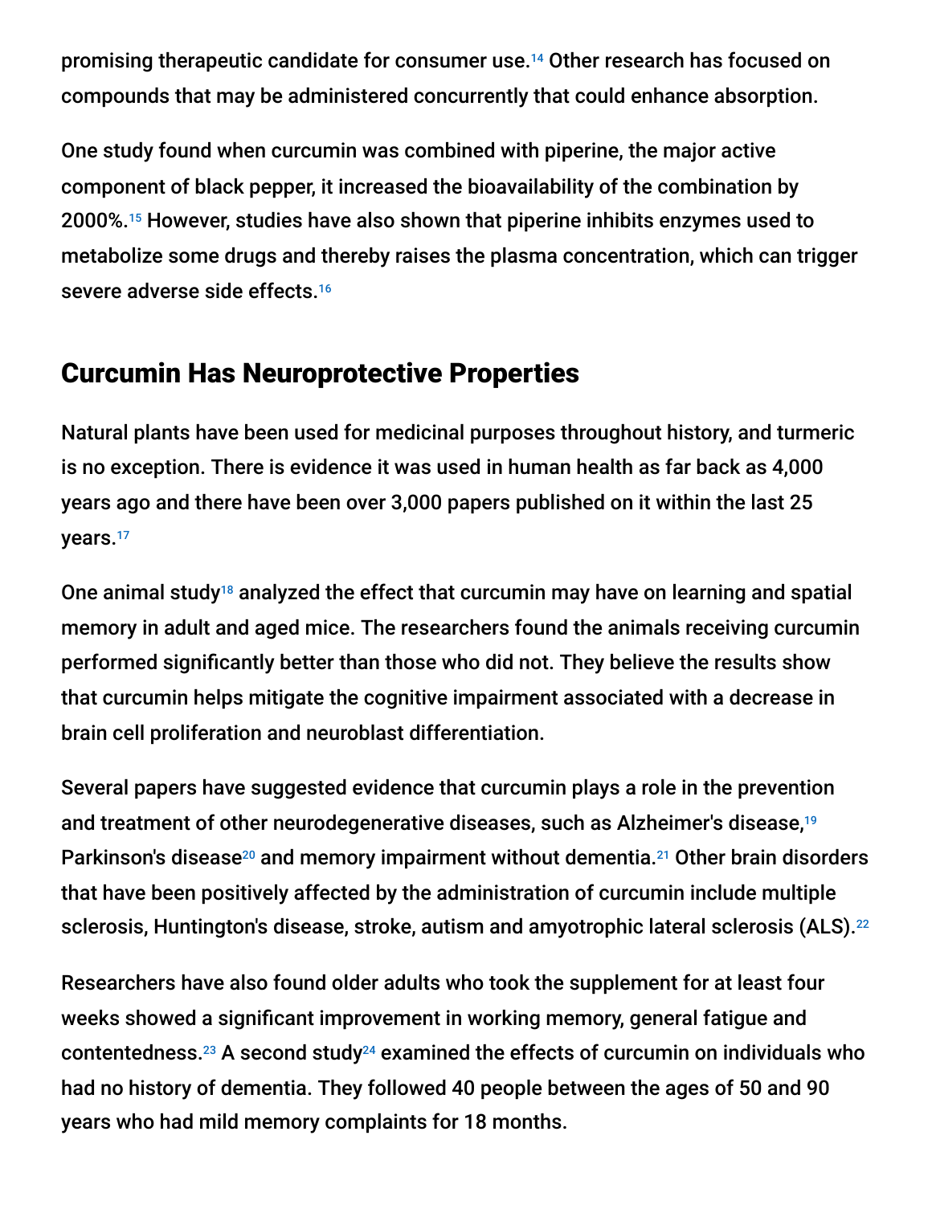promising therapeutic candidate for consumer use.[14] Other research has focused on compounds that may be administered concurrently that could enhance absorption.

One study found when curcumin was combined with piperine, the major active component of black pepper, it increased the bioavailability of the combination by 2000%.[15] However, studies have also shown that piperine inhibits enzymes used to metabolize some drugs and thereby raises the plasma concentration, which can trigger severe adverse side effects.[16]

## Curcumin Has Neuroprotective Properties

Natural plants have been used for medicinal purposes throughout history, and turmeric is no exception. There is evidence it was used in human health as far back as 4,000 years ago and there have been over 3,000 papers published on it within the last 25 years.[17]

One animal study[18] analyzed the effect that curcumin may have on learning and spatial memory in adult and aged mice. The researchers found the animals receiving curcumin performed significantly better than those who did not. They believe the results show that curcumin helps mitigate the cognitive impairment associated with a decrease in brain cell proliferation and neuroblast differentiation.

Several papers have suggested evidence that curcumin plays a role in the prevention and treatment of other neurodegenerative diseases, such as Alzheimer's disease,[19] Parkinson's disease[20] and memory impairment without dementia.[21] Other brain disorders that have been positively affected by the administration of curcumin include multiple sclerosis, Huntington's disease, stroke, autism and amyotrophic lateral sclerosis (ALS).[22]

Researchers have also found older adults who took the supplement for at least four weeks showed a significant improvement in working memory, general fatigue and contentedness.[23] A second study[24] examined the effects of curcumin on individuals who had no history of dementia. They followed 40 people between the ages of 50 and 90 years who had mild memory complaints for 18 months.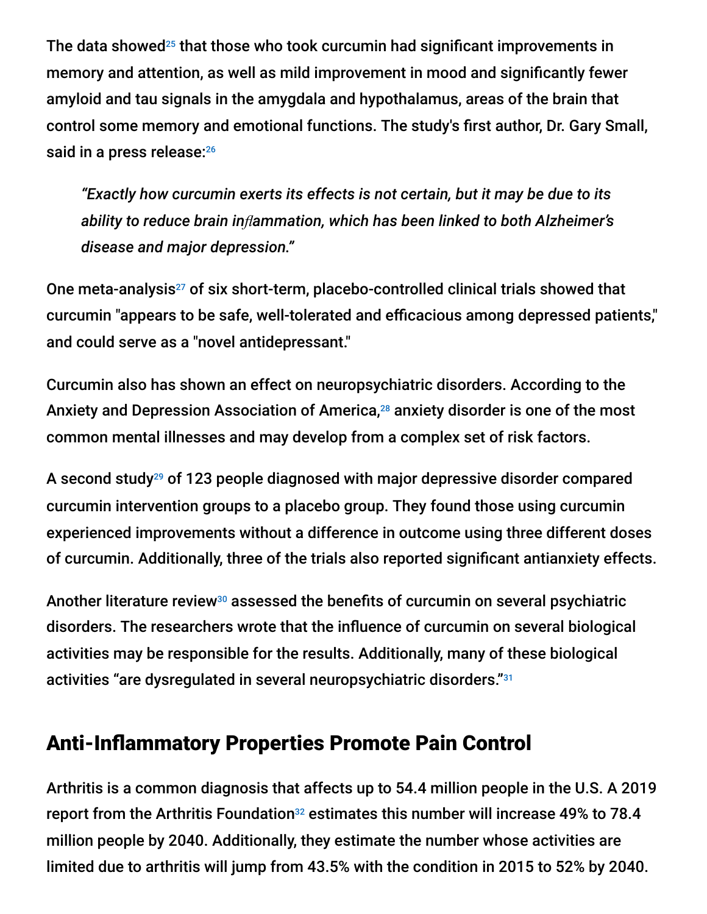The data showed[25] that those who took curcumin had significant improvements in memory and attention, as well as mild improvement in mood and significantly fewer amyloid and tau signals in the amygdala and hypothalamus, areas of the brain that control some memory and emotional functions. The study's first author, Dr. Gary Small, said in a press release:[26]

> *"Exactly how curcumin exerts its effects is not certain, but it may be due to its ability to reduce brain inflammation, which has been linked to both Alzheimer's disease and major depression."*

One meta-analysis[27] of six short-term, placebo-controlled clinical trials showed that curcumin "appears to be safe, well-tolerated and efficacious among depressed patients," and could serve as a "novel antidepressant."

Curcumin also has shown an effect on neuropsychiatric disorders. According to the Anxiety and Depression Association of America,[28] anxiety disorder is one of the most common mental illnesses and may develop from a complex set of risk factors.

A second study[29] of 123 people diagnosed with major depressive disorder compared curcumin intervention groups to a placebo group. They found those using curcumin experienced improvements without a difference in outcome using three different doses of curcumin. Additionally, three of the trials also reported significant antianxiety effects.

Another literature review[30] assessed the benefits of curcumin on several psychiatric disorders. The researchers wrote that the influence of curcumin on several biological activities may be responsible for the results. Additionally, many of these biological activities "are dysregulated in several neuropsychiatric disorders."[31]

## Anti-Inflammatory Properties Promote Pain Control

Arthritis is a common diagnosis that affects up to 54.4 million people in the U.S. A 2019 report from the Arthritis Foundation[32] estimates this number will increase 49% to 78.4 million people by 2040. Additionally, they estimate the number whose activities are limited due to arthritis will jump from 43.5% with the condition in 2015 to 52% by 2040.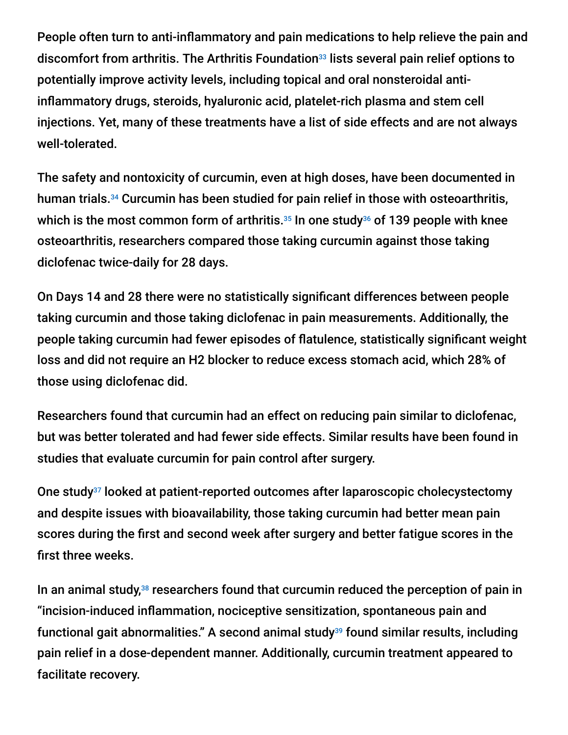People often turn to anti-inflammatory and pain medications to help relieve the pain and discomfort from arthritis. The Arthritis Foundation[33] lists several pain relief options to potentially improve activity levels, including topical and oral nonsteroidal anti-inflammatory drugs, steroids, hyaluronic acid, platelet-rich plasma and stem cell injections. Yet, many of these treatments have a list of side effects and are not always well-tolerated.

The safety and nontoxicity of curcumin, even at high doses, have been documented in human trials.[34] Curcumin has been studied for pain relief in those with osteoarthritis, which is the most common form of arthritis.[35] In one study[36] of 139 people with knee osteoarthritis, researchers compared those taking curcumin against those taking diclofenac twice-daily for 28 days.

On Days 14 and 28 there were no statistically significant differences between people taking curcumin and those taking diclofenac in pain measurements. Additionally, the people taking curcumin had fewer episodes of flatulence, statistically significant weight loss and did not require an H2 blocker to reduce excess stomach acid, which 28% of those using diclofenac did.

Researchers found that curcumin had an effect on reducing pain similar to diclofenac, but was better tolerated and had fewer side effects. Similar results have been found in studies that evaluate curcumin for pain control after surgery.

One study[37] looked at patient-reported outcomes after laparoscopic cholecystectomy and despite issues with bioavailability, those taking curcumin had better mean pain scores during the first and second week after surgery and better fatigue scores in the first three weeks.

In an animal study,[38] researchers found that curcumin reduced the perception of pain in "incision-induced inflammation, nociceptive sensitization, spontaneous pain and functional gait abnormalities." A second animal study[39] found similar results, including pain relief in a dose-dependent manner. Additionally, curcumin treatment appeared to facilitate recovery.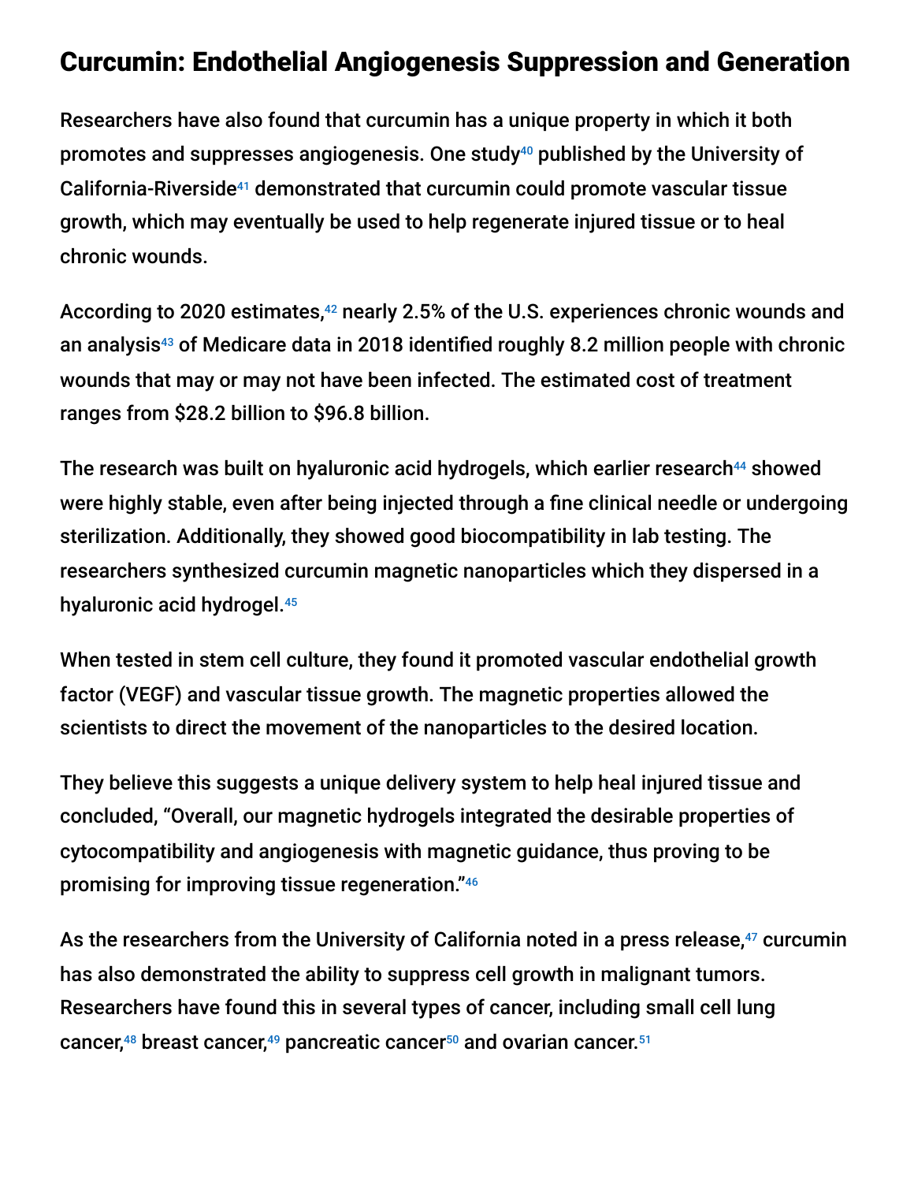## Curcumin: Endothelial Angiogenesis Suppression and Generation

Researchers have also found that curcumin has a unique property in which it both promotes and suppresses angiogenesis. One study[40] published by the University of California-Riverside[41] demonstrated that curcumin could promote vascular tissue growth, which may eventually be used to help regenerate injured tissue or to heal chronic wounds.

According to 2020 estimates,[42] nearly 2.5% of the U.S. experiences chronic wounds and an analysis[43] of Medicare data in 2018 identified roughly 8.2 million people with chronic wounds that may or may not have been infected. The estimated cost of treatment ranges from $28.2 billion to $96.8 billion.

The research was built on hyaluronic acid hydrogels, which earlier research[44] showed were highly stable, even after being injected through a fine clinical needle or undergoing sterilization. Additionally, they showed good biocompatibility in lab testing. The researchers synthesized curcumin magnetic nanoparticles which they dispersed in a hyaluronic acid hydrogel.[45]

When tested in stem cell culture, they found it promoted vascular endothelial growth factor (VEGF) and vascular tissue growth. The magnetic properties allowed the scientists to direct the movement of the nanoparticles to the desired location.

They believe this suggests a unique delivery system to help heal injured tissue and concluded, "Overall, our magnetic hydrogels integrated the desirable properties of cytocompatibility and angiogenesis with magnetic guidance, thus proving to be promising for improving tissue regeneration."[46]

As the researchers from the University of California noted in a press release,[47] curcumin has also demonstrated the ability to suppress cell growth in malignant tumors. Researchers have found this in several types of cancer, including small cell lung cancer,[48] breast cancer,[49] pancreatic cancer[50] and ovarian cancer.[51]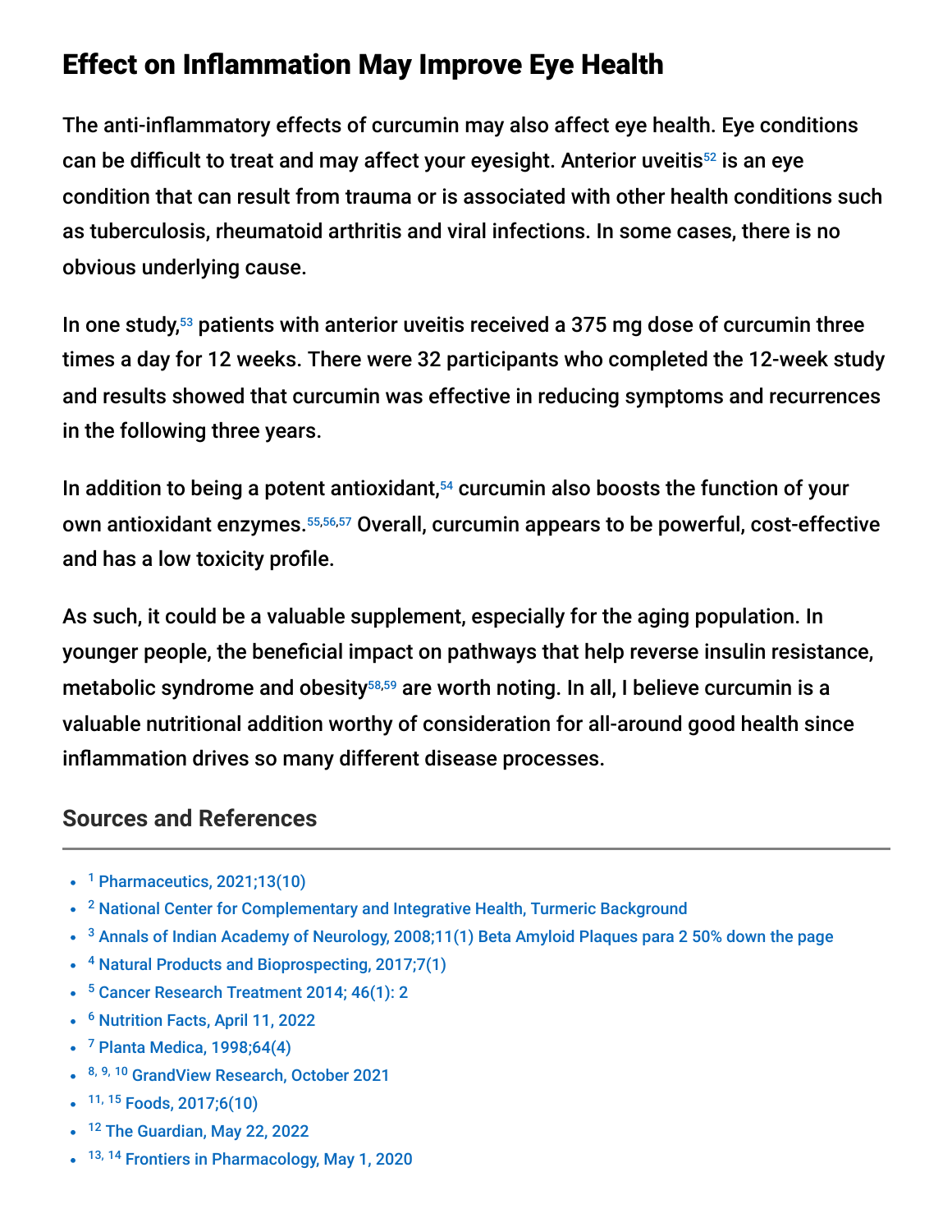## Effect on Inflammation May Improve Eye Health

The anti-inflammatory effects of curcumin may also affect eye health. Eye conditions can be difficult to treat and may affect your eyesight. Anterior uveitis[52] is an eye condition that can result from trauma or is associated with other health conditions such as tuberculosis, rheumatoid arthritis and viral infections. In some cases, there is no obvious underlying cause.

In one study,[53] patients with anterior uveitis received a 375 mg dose of curcumin three times a day for 12 weeks. There were 32 participants who completed the 12-week study and results showed that curcumin was effective in reducing symptoms and recurrences in the following three years.

In addition to being a potent antioxidant,[54] curcumin also boosts the function of your own antioxidant enzymes.[55,56,57] Overall, curcumin appears to be powerful, cost-effective and has a low toxicity profile.

As such, it could be a valuable supplement, especially for the aging population. In younger people, the beneficial impact on pathways that help reverse insulin resistance, metabolic syndrome and obesity[58,59] are worth noting. In all, I believe curcumin is a valuable nutritional addition worthy of consideration for all-around good health since inflammation drives so many different disease processes.

### Sources and References

- [1] Pharmaceutics, 2021;13(10)
- [2] National Center for Complementary and Integrative Health, Turmeric Background
- [3] Annals of Indian Academy of Neurology, 2008;11(1) Beta Amyloid Plaques para 2 50% down the page
- [4] Natural Products and Bioprospecting, 2017;7(1)
- [5] Cancer Research Treatment 2014; 46(1): 2
- [6] Nutrition Facts, April 11, 2022
- [7] Planta Medica, 1998;64(4)
- [8, 9, 10] GrandView Research, October 2021
- [11, 15] Foods, 2017;6(10)
- [12] The Guardian, May 22, 2022
- [13, 14] Frontiers in Pharmacology, May 1, 2020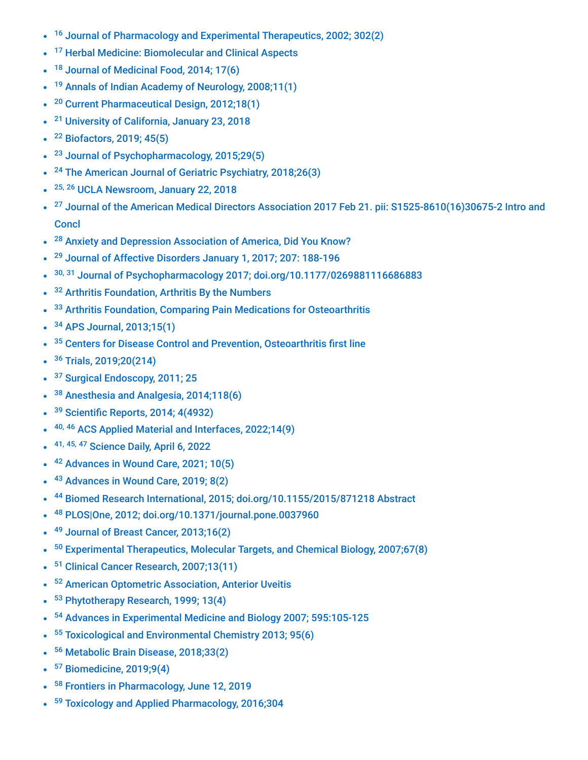- [16] Journal of Pharmacology and Experimental Therapeutics, 2002; 302(2)
- [17] Herbal Medicine: Biomolecular and Clinical Aspects
- [18] Journal of Medicinal Food, 2014; 17(6)
- [19] Annals of Indian Academy of Neurology, 2008;11(1)
- [20] Current Pharmaceutical Design, 2012;18(1)
- [21] University of California, January 23, 2018
- [22] Biofactors, 2019; 45(5)
- [23] Journal of Psychopharmacology, 2015;29(5)
- [24] The American Journal of Geriatric Psychiatry, 2018;26(3)
- [25, 26] UCLA Newsroom, January 22, 2018
- [27] Journal of the American Medical Directors Association 2017 Feb 21. pii: S1525-8610(16)30675-2 Intro and Concl
- [28] Anxiety and Depression Association of America, Did You Know?
- [29] Journal of Affective Disorders January 1, 2017; 207: 188-196
- [30, 31] Journal of Psychopharmacology 2017; doi.org/10.1177/0269881116686883
- [32] Arthritis Foundation, Arthritis By the Numbers
- [33] Arthritis Foundation, Comparing Pain Medications for Osteoarthritis
- [34] APS Journal, 2013;15(1)
- [35] Centers for Disease Control and Prevention, Osteoarthritis first line
- [36] Trials, 2019;20(214)
- [37] Surgical Endoscopy, 2011; 25
- [38] Anesthesia and Analgesia, 2014;118(6)
- [39] Scientific Reports, 2014; 4(4932)
- [40, 46] ACS Applied Material and Interfaces, 2022;14(9)
- [41, 45, 47] Science Daily, April 6, 2022
- [42] Advances in Wound Care, 2021; 10(5)
- [43] Advances in Wound Care, 2019; 8(2)
- [44] Biomed Research International, 2015; doi.org/10.1155/2015/871218 Abstract
- [48] PLOS|One, 2012; doi.org/10.1371/journal.pone.0037960
- [49] Journal of Breast Cancer, 2013;16(2)
- [50] Experimental Therapeutics, Molecular Targets, and Chemical Biology, 2007;67(8)
- [51] Clinical Cancer Research, 2007;13(11)
- [52] American Optometric Association, Anterior Uveitis
- [53] Phytotherapy Research, 1999; 13(4)
- [54] Advances in Experimental Medicine and Biology 2007; 595:105-125
- [55] Toxicological and Environmental Chemistry 2013; 95(6)
- [56] Metabolic Brain Disease, 2018;33(2)
- [57] Biomedicine, 2019;9(4)
- [58] Frontiers in Pharmacology, June 12, 2019
- [59] Toxicology and Applied Pharmacology, 2016;304